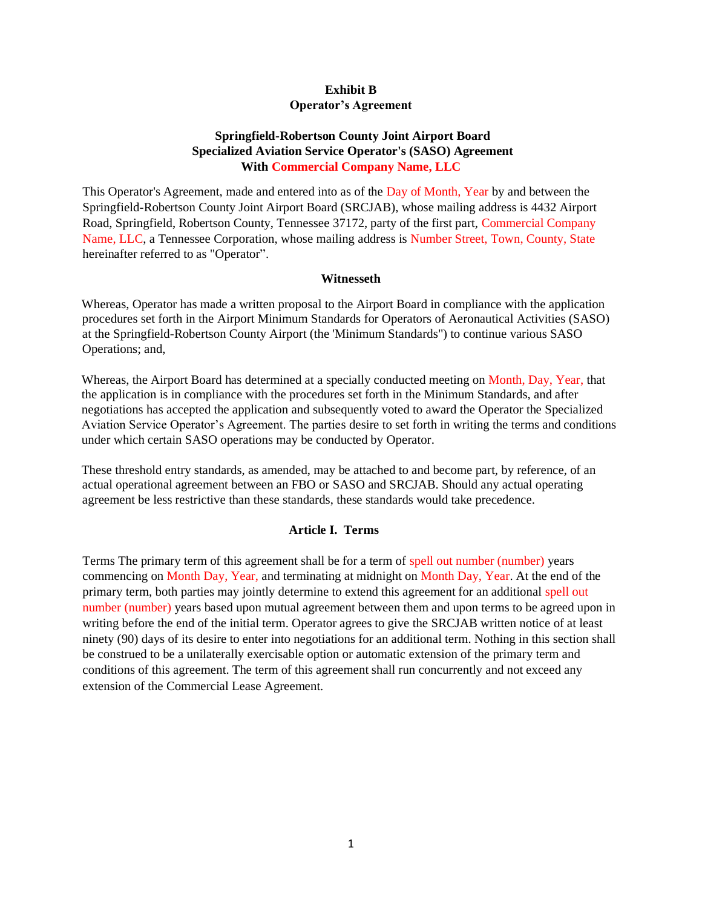**Exhibit B**
**Operator's Agreement**

**Springfield-Robertson County Joint Airport Board**
**Specialized Aviation Service Operator's (SASO) Agreement**
**With Commercial Company Name, LLC**

This Operator's Agreement, made and entered into as of the Day of Month, Year by and between the Springfield-Robertson County Joint Airport Board (SRCJAB), whose mailing address is 4432 Airport Road, Springfield, Robertson County, Tennessee 37172, party of the first part, Commercial Company Name, LLC, a Tennessee Corporation, whose mailing address is Number Street, Town, County, State hereinafter referred to as "Operator".

**Witnesseth**

Whereas, Operator has made a written proposal to the Airport Board in compliance with the application procedures set forth in the Airport Minimum Standards for Operators of Aeronautical Activities (SASO) at the Springfield-Robertson County Airport (the 'Minimum Standards") to continue various SASO Operations; and,

Whereas, the Airport Board has determined at a specially conducted meeting on Month, Day, Year, that the application is in compliance with the procedures set forth in the Minimum Standards, and after negotiations has accepted the application and subsequently voted to award the Operator the Specialized Aviation Service Operator's Agreement. The parties desire to set forth in writing the terms and conditions under which certain SASO operations may be conducted by Operator.

These threshold entry standards, as amended, may be attached to and become part, by reference, of an actual operational agreement between an FBO or SASO and SRCJAB. Should any actual operating agreement be less restrictive than these standards, these standards would take precedence.

**Article I. Terms**

Terms The primary term of this agreement shall be for a term of spell out number (number) years commencing on Month Day, Year, and terminating at midnight on Month Day, Year. At the end of the primary term, both parties may jointly determine to extend this agreement for an additional spell out number (number) years based upon mutual agreement between them and upon terms to be agreed upon in writing before the end of the initial term. Operator agrees to give the SRCJAB written notice of at least ninety (90) days of its desire to enter into negotiations for an additional term. Nothing in this section shall be construed to be a unilaterally exercisable option or automatic extension of the primary term and conditions of this agreement. The term of this agreement shall run concurrently and not exceed any extension of the Commercial Lease Agreement.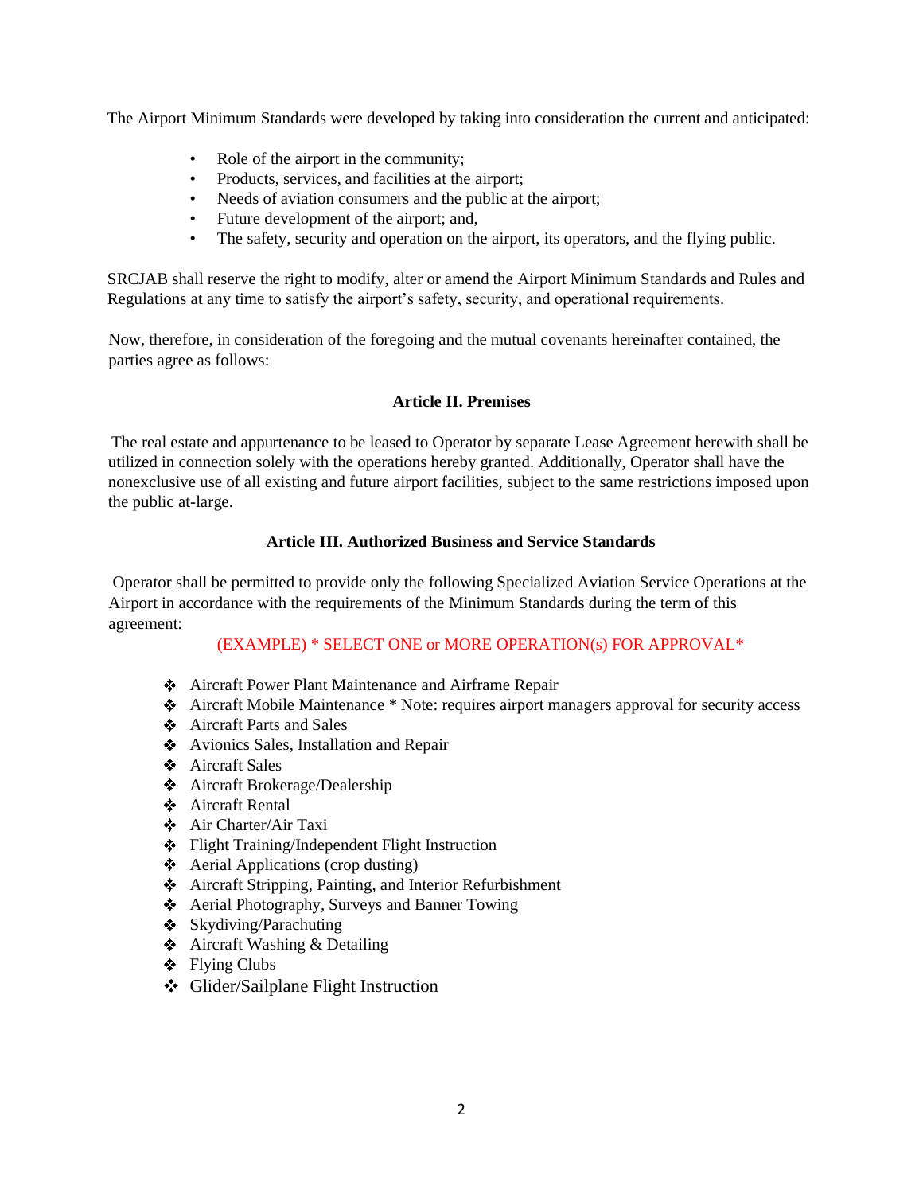The Airport Minimum Standards were developed by taking into consideration the current and anticipated:

- Role of the airport in the community;
- Products, services, and facilities at the airport;
- Needs of aviation consumers and the public at the airport;
- Future development of the airport; and,
- The safety, security and operation on the airport, its operators, and the flying public.

SRCJAB shall reserve the right to modify, alter or amend the Airport Minimum Standards and Rules and Regulations at any time to satisfy the airport's safety, security, and operational requirements.

Now, therefore, in consideration of the foregoing and the mutual covenants hereinafter contained, the parties agree as follows:

## Article II. Premises

The real estate and appurtenance to be leased to Operator by separate Lease Agreement herewith shall be utilized in connection solely with the operations hereby granted. Additionally, Operator shall have the nonexclusive use of all existing and future airport facilities, subject to the same restrictions imposed upon the public at-large.

## Article III. Authorized Business and Service Standards

Operator shall be permitted to provide only the following Specialized Aviation Service Operations at the Airport in accordance with the requirements of the Minimum Standards during the term of this agreement:

(EXAMPLE) * SELECT ONE or MORE OPERATION(s) FOR APPROVAL*

- Aircraft Power Plant Maintenance and Airframe Repair
- Aircraft Mobile Maintenance * Note: requires airport managers approval for security access
- Aircraft Parts and Sales
- Avionics Sales, Installation and Repair
- Aircraft Sales
- Aircraft Brokerage/Dealership
- Aircraft Rental
- Air Charter/Air Taxi
- Flight Training/Independent Flight Instruction
- Aerial Applications (crop dusting)
- Aircraft Stripping, Painting, and Interior Refurbishment
- Aerial Photography, Surveys and Banner Towing
- Skydiving/Parachuting
- Aircraft Washing & Detailing
- Flying Clubs
- Glider/Sailplane Flight Instruction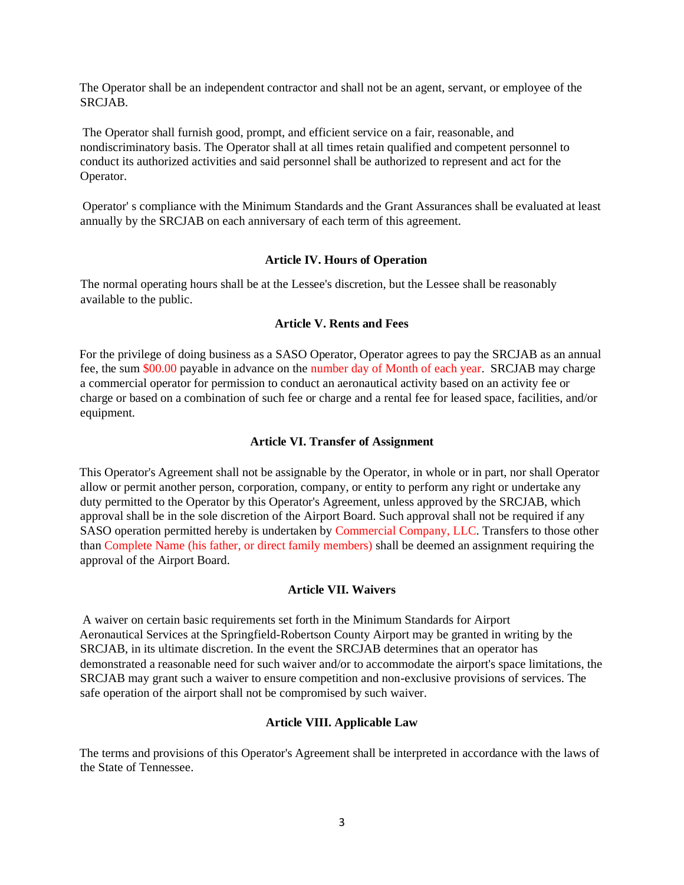The Operator shall be an independent contractor and shall not be an agent, servant, or employee of the SRCJAB.

The Operator shall furnish good, prompt, and efficient service on a fair, reasonable, and nondiscriminatory basis. The Operator shall at all times retain qualified and competent personnel to conduct its authorized activities and said personnel shall be authorized to represent and act for the Operator.

Operator' s compliance with the Minimum Standards and the Grant Assurances shall be evaluated at least annually by the SRCJAB on each anniversary of each term of this agreement.

### Article IV. Hours of Operation

The normal operating hours shall be at the Lessee's discretion, but the Lessee shall be reasonably available to the public.

### Article V. Rents and Fees

For the privilege of doing business as a SASO Operator, Operator agrees to pay the SRCJAB as an annual fee, the sum $00.00 payable in advance on the number day of Month of each year. SRCJAB may charge a commercial operator for permission to conduct an aeronautical activity based on an activity fee or charge or based on a combination of such fee or charge and a rental fee for leased space, facilities, and/or equipment.

### Article VI. Transfer of Assignment

This Operator's Agreement shall not be assignable by the Operator, in whole or in part, nor shall Operator allow or permit another person, corporation, company, or entity to perform any right or undertake any duty permitted to the Operator by this Operator's Agreement, unless approved by the SRCJAB, which approval shall be in the sole discretion of the Airport Board. Such approval shall not be required if any SASO operation permitted hereby is undertaken by Commercial Company, LLC. Transfers to those other than Complete Name (his father, or direct family members) shall be deemed an assignment requiring the approval of the Airport Board.

### Article VII. Waivers

A waiver on certain basic requirements set forth in the Minimum Standards for Airport Aeronautical Services at the Springfield-Robertson County Airport may be granted in writing by the SRCJAB, in its ultimate discretion. In the event the SRCJAB determines that an operator has demonstrated a reasonable need for such waiver and/or to accommodate the airport's space limitations, the SRCJAB may grant such a waiver to ensure competition and non-exclusive provisions of services. The safe operation of the airport shall not be compromised by such waiver.

### Article VIII. Applicable Law

The terms and provisions of this Operator's Agreement shall be interpreted in accordance with the laws of the State of Tennessee.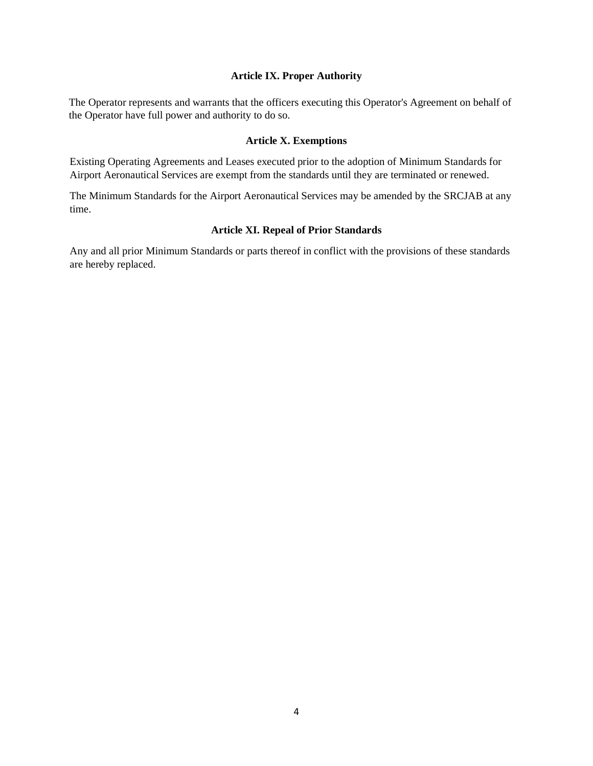### Article IX. Proper Authority

The Operator represents and warrants that the officers executing this Operator's Agreement on behalf of the Operator have full power and authority to do so.

### Article X. Exemptions

Existing Operating Agreements and Leases executed prior to the adoption of Minimum Standards for Airport Aeronautical Services are exempt from the standards until they are terminated or renewed.

The Minimum Standards for the Airport Aeronautical Services may be amended by the SRCJAB at any time.

### Article XI. Repeal of Prior Standards

Any and all prior Minimum Standards or parts thereof in conflict with the provisions of these standards are hereby replaced.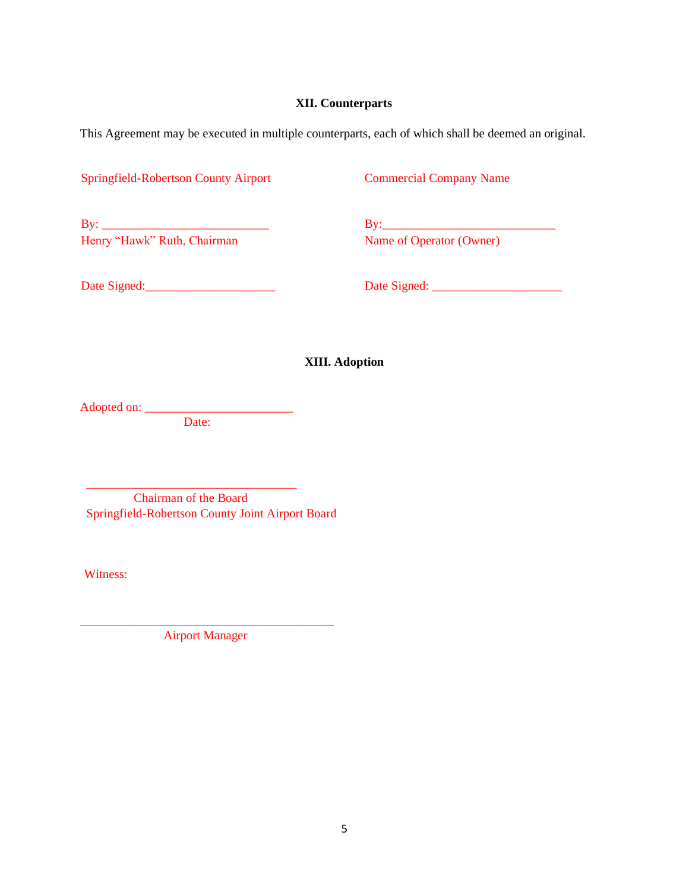**XII. Counterparts**

This Agreement may be executed in multiple counterparts, each of which shall be deemed an original.

Springfield-Robertson County Airport

By: ___________________________
Henry "Hawk" Ruth, Chairman

Date Signed:____________________

Commercial Company Name

By:____________________________
Name of Operator (Owner)

Date Signed: ____________________

**XIII. Adoption**

Adopted on: _______________________
Date:

_________________________________
Chairman of the Board
Springfield-Robertson County Joint Airport Board

Witness:

________________________________________
Airport Manager